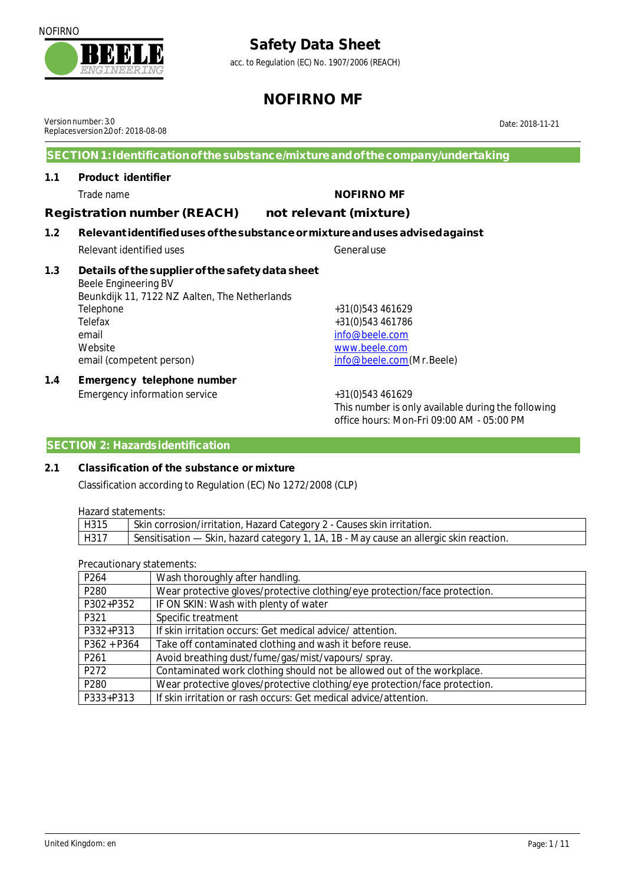NOFIRNO

# Safety Data Sheet

acc. to Regulation (EC) No. 1907/2006 (REACH)

# NOFIRNO MF

Version number: 3.0
Replaces version 2.0 of: 2018-08-08

Date: 2018-11-21

## SECTION 1: Identification of the substance/mixture and of the company/undertaking

### 1.1 Product identifier

Trade name: **NOFIRNO MF**

**Registration number (REACH)** **not relevant (mixture)**

### 1.2 Relevant identified uses of the substance or mixture and uses advised against

Relevant identified uses: General use

### 1.3 Details of the supplier of the safety data sheet

Beele Engineering BV
Beunkdijk 11, 7122 NZ Aalten, The Netherlands

| | |
|---|---|
| Telephone | +31(0)543 461629 |
| Telefax | +31(0)543 461786 |
| email | info@beele.com |
| Website | www.beele.com |
| email (competent person) | info@beele.com (Mr. Beele) |

### 1.4 Emergency telephone number

Emergency information service: +31(0)543 461629
This number is only available during the following office hours: Mon-Fri 09:00 AM - 05:00 PM

## SECTION 2: Hazards identification

### 2.1 Classification of the substance or mixture

Classification according to Regulation (EC) No 1272/2008 (CLP)

Hazard statements:

| | |
|---|---|
| H315 | Skin corrosion/irritation, Hazard Category 2 - Causes skin irritation. |
| H317 | Sensitisation — Skin, hazard category 1, 1A, 1B - May cause an allergic skin reaction. |

Precautionary statements:

| | |
|---|---|
| P264 | Wash thoroughly after handling. |
| P280 | Wear protective gloves/protective clothing/eye protection/face protection. |
| P302+P352 | IF ON SKIN: Wash with plenty of water |
| P321 | Specific treatment |
| P332+P313 | If skin irritation occurs: Get medical advice/ attention. |
| P362 + P364 | Take off contaminated clothing and wash it before reuse. |
| P261 | Avoid breathing dust/fume/gas/mist/vapours/ spray. |
| P272 | Contaminated work clothing should not be allowed out of the workplace. |
| P280 | Wear protective gloves/protective clothing/eye protection/face protection. |
| P333+P313 | If skin irritation or rash occurs: Get medical advice/attention. |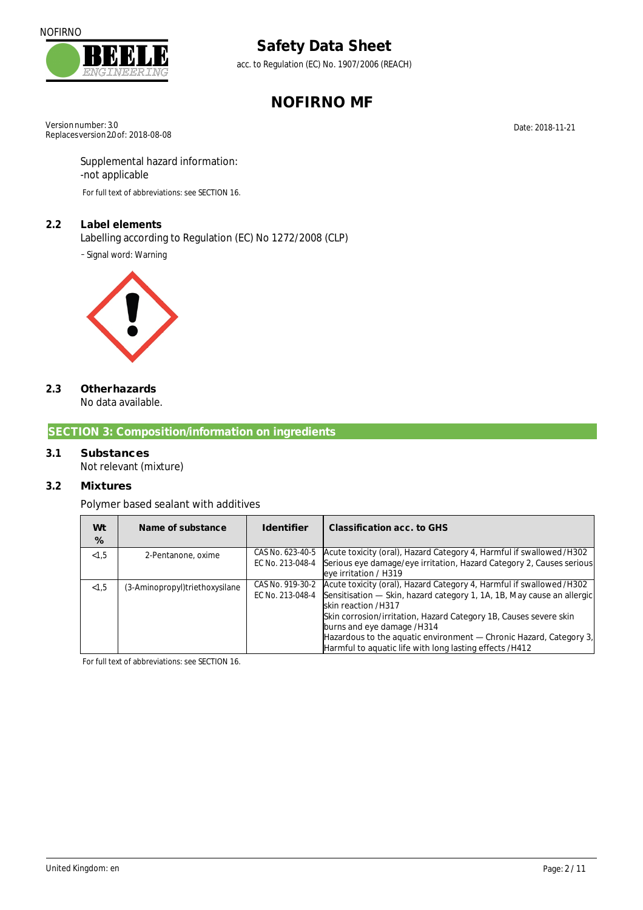Supplemental hazard information:
-not applicable

For full text of abbreviations: see SECTION 16.

## 2.2 Label elements

Labelling according to Regulation (EC) No 1272/2008 (CLP)

- Signal word: Warning

## 2.3 Other hazards

No data available.

# SECTION 3: Composition/information on ingredients

## 3.1 Substances

Not relevant (mixture)

## 3.2 Mixtures

Polymer based sealant with additives

| Wt % | Name of substance | Identifier | Classification acc. to GHS |
|---|---|---|---|
| <1,5 | 2-Pentanone, oxime | CAS No. 623-40-5<br>EC No. 213-048-4 | Acute toxicity (oral), Hazard Category 4, Harmful if swallowed /H302<br>Serious eye damage/eye irritation, Hazard Category 2, Causes serious eye irritation / H319 |
| <1,5 | (3-Aminopropyl)triethoxysilane | CAS No. 919-30-2<br>EC No. 213-048-4 | Acute toxicity (oral), Hazard Category 4, Harmful if swallowed /H302<br>Sensitisation — Skin, hazard category 1, 1A, 1B, May cause an allergic skin reaction /H317<br>Skin corrosion/irritation, Hazard Category 1B, Causes severe skin burns and eye damage /H314<br>Hazardous to the aquatic environment — Chronic Hazard, Category 3, Harmful to aquatic life with long lasting effects /H412 |

For full text of abbreviations: see SECTION 16.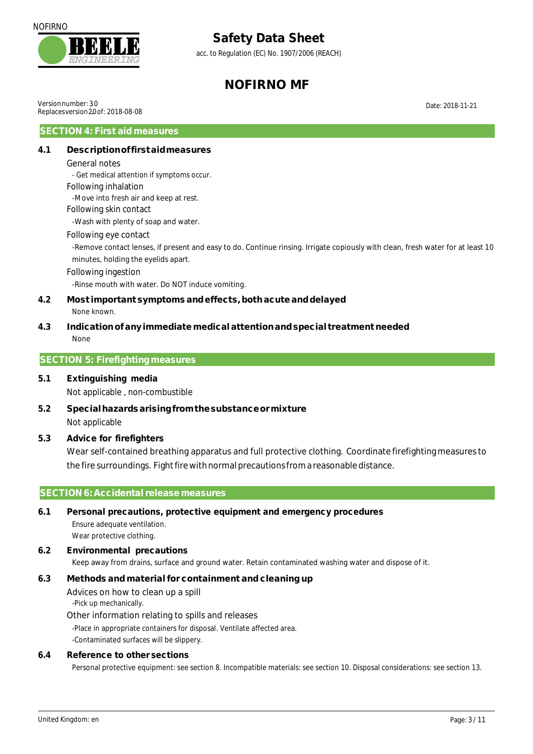## SECTION 4: First aid measures

### 4.1 Description of first aid measures

General notes

- Get medical attention if symptoms occur.

Following inhalation

- Move into fresh air and keep at rest.

Following skin contact

- Wash with plenty of soap and water.

Following eye contact

- Remove contact lenses, if present and easy to do. Continue rinsing. Irrigate copiously with clean, fresh water for at least 10 minutes, holding the eyelids apart.

Following ingestion

- Rinse mouth with water. Do NOT induce vomiting.

### 4.2 Most important symptoms and effects, both acute and delayed

None known.

### 4.3 Indication of any immediate medical attention and special treatment needed

None

## SECTION 5: Firefighting measures

### 5.1 Extinguishing media

Not applicable , non-combustible

### 5.2 Special hazards arising from the substance or mixture

Not applicable

### 5.3 Advice for firefighters

Wear self-contained breathing apparatus and full protective clothing. Coordinate firefighting measures to the fire surroundings. Fight fire with normal precautions from a reasonable distance.

## SECTION 6: Accidental release measures

### 6.1 Personal precautions, protective equipment and emergency procedures

Ensure adequate ventilation.
Wear protective clothing.

### 6.2 Environmental precautions

Keep away from drains, surface and ground water. Retain contaminated washing water and dispose of it.

### 6.3 Methods and material for containment and cleaning up

Advices on how to clean up a spill

- Pick up mechanically.

Other information relating to spills and releases

- Place in appropriate containers for disposal. Ventilate affected area.
- Contaminated surfaces will be slippery.

### 6.4 Reference to other sections

Personal protective equipment: see section 8. Incompatible materials: see section 10. Disposal considerations: see section 13.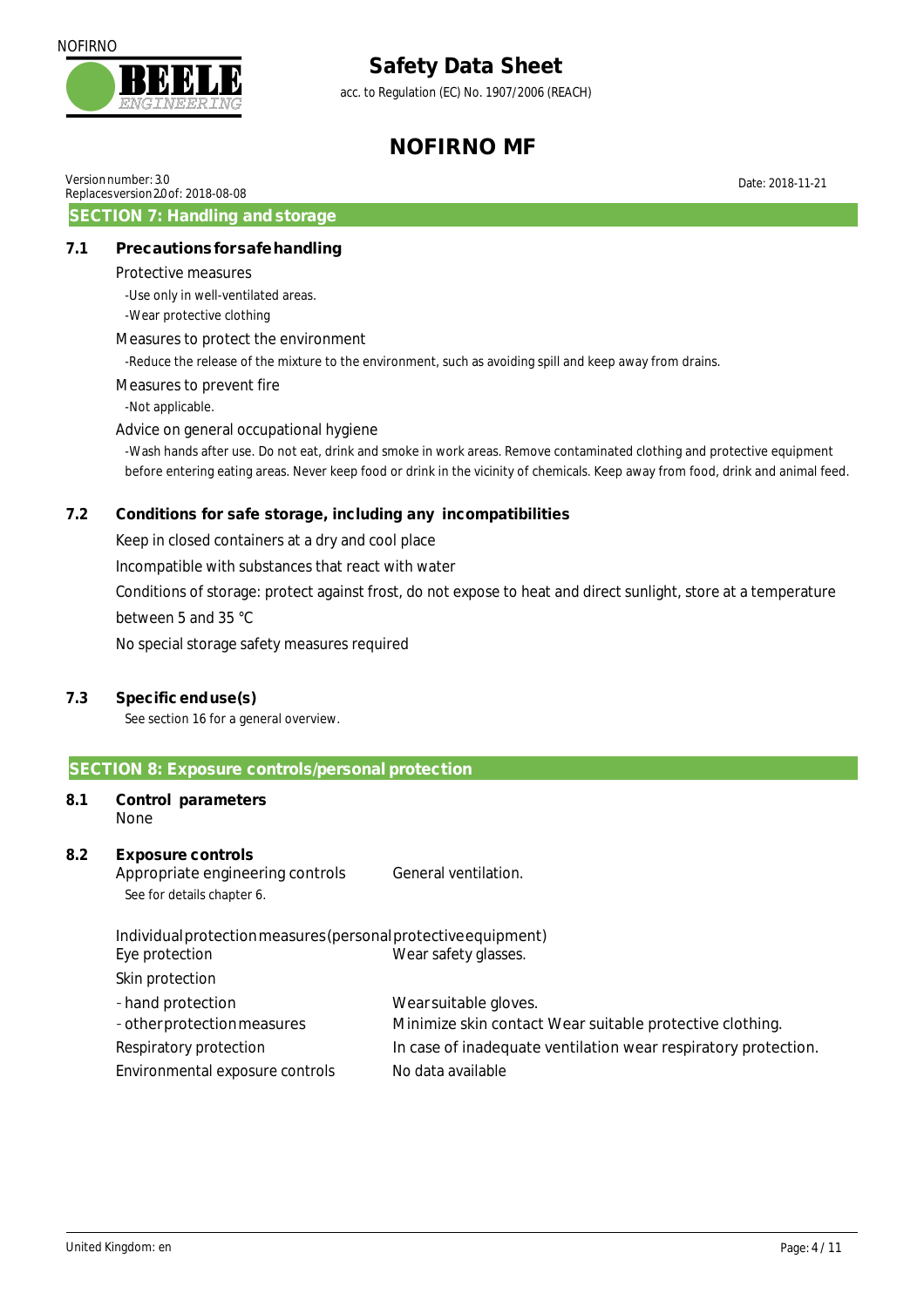## SECTION 7: Handling and storage

### 7.1 Precautions for safe handling

Protective measures

- Use only in well-ventilated areas.
- Wear protective clothing

Measures to protect the environment

- Reduce the release of the mixture to the environment, such as avoiding spill and keep away from drains.

Measures to prevent fire

- Not applicable.

Advice on general occupational hygiene

- Wash hands after use. Do not eat, drink and smoke in work areas. Remove contaminated clothing and protective equipment before entering eating areas. Never keep food or drink in the vicinity of chemicals. Keep away from food, drink and animal feed.

### 7.2 Conditions for safe storage, including any incompatibilities

Keep in closed containers at a dry and cool place

Incompatible with substances that react with water

Conditions of storage: protect against frost, do not expose to heat and direct sunlight, store at a temperature between 5 and 35 °C

No special storage safety measures required

### 7.3 Specific end use(s)

See section 16 for a general overview.

## SECTION 8: Exposure controls/personal protection

### 8.1 Control parameters

None

### 8.2 Exposure controls

Appropriate engineering controls: General ventilation.

See for details chapter 6.

Individual protection measures (personal protective equipment)

| | |
|---|---|
| Eye protection | Wear safety glasses. |
| Skin protection | |
| - hand protection | Wear suitable gloves. |
| - other protection measures | Minimize skin contact Wear suitable protective clothing. |
| Respiratory protection | In case of inadequate ventilation wear respiratory protection. |
| Environmental exposure controls | No data available |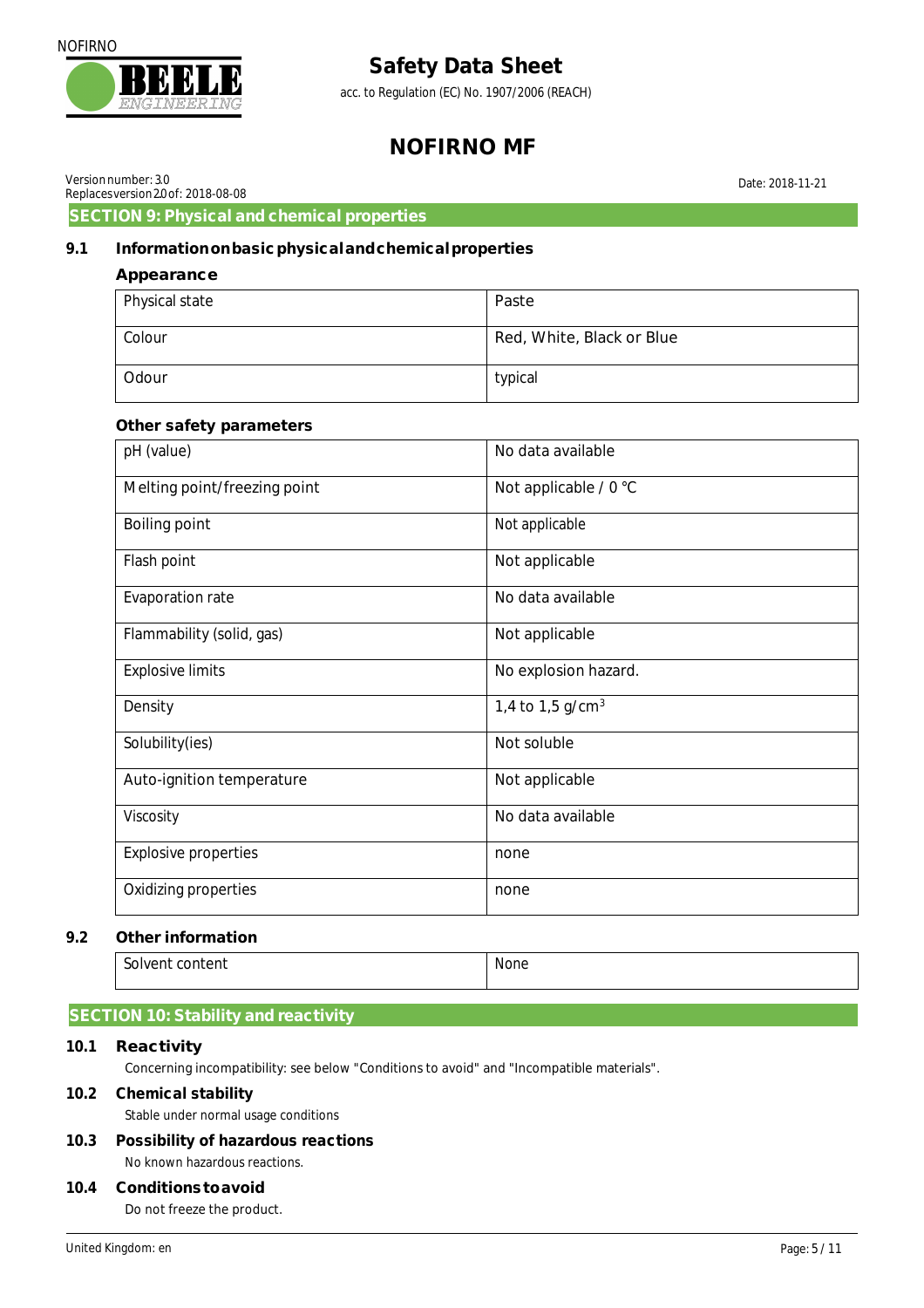## SECTION 9: Physical and chemical properties

### 9.1 Information on basic physical and chemical properties

**Appearance**

| | |
|---|---|
| Physical state | Paste |
| Colour | Red, White, Black or Blue |
| Odour | typical |

**Other safety parameters**

| | |
|---|---|
| pH (value) | No data available |
| Melting point/freezing point | Not applicable / 0 °C |
| Boiling point | Not applicable |
| Flash point | Not applicable |
| Evaporation rate | No data available |
| Flammability (solid, gas) | Not applicable |
| Explosive limits | No explosion hazard. |
| Density | 1,4 to 1,5 g/cm$^3$ |
| Solubility(ies) | Not soluble |
| Auto-ignition temperature | Not applicable |
| Viscosity | No data available |
| Explosive properties | none |
| Oxidizing properties | none |

### 9.2 Other information

| | |
|---|---|
| Solvent content | None |

## SECTION 10: Stability and reactivity

### 10.1 Reactivity

Concerning incompatibility: see below "Conditions to avoid" and "Incompatible materials".

### 10.2 Chemical stability

Stable under normal usage conditions

### 10.3 Possibility of hazardous reactions

No known hazardous reactions.

### 10.4 Conditions to avoid

Do not freeze the product.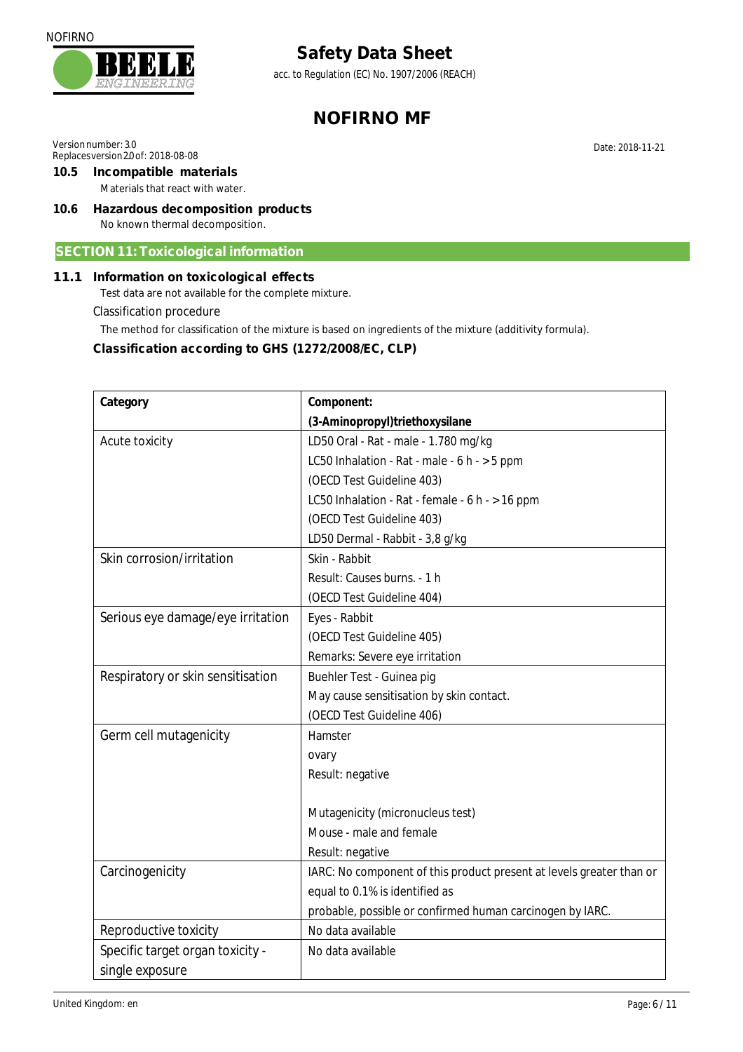### 10.5 Incompatible materials

Materials that react with water.

### 10.6 Hazardous decomposition products

No known thermal decomposition.

## SECTION 11: Toxicological information

### 11.1 Information on toxicological effects

Test data are not available for the complete mixture.

Classification procedure

The method for classification of the mixture is based on ingredients of the mixture (additivity formula).

**Classification according to GHS (1272/2008/EC, CLP)**

| Category | Component: (3-Aminopropyl)triethoxysilane |
|---|---|
| Acute toxicity | LD50 Oral - Rat - male - 1.780 mg/kg<br>LC50 Inhalation - Rat - male - 6 h - > 5 ppm<br>(OECD Test Guideline 403)<br>LC50 Inhalation - Rat - female - 6 h - > 16 ppm<br>(OECD Test Guideline 403)<br>LD50 Dermal - Rabbit - 3,8 g/kg |
| Skin corrosion/irritation | Skin - Rabbit<br>Result: Causes burns. - 1 h<br>(OECD Test Guideline 404) |
| Serious eye damage/eye irritation | Eyes - Rabbit<br>(OECD Test Guideline 405)<br>Remarks: Severe eye irritation |
| Respiratory or skin sensitisation | Buehler Test - Guinea pig<br>May cause sensitisation by skin contact.<br>(OECD Test Guideline 406) |
| Germ cell mutagenicity | Hamster<br>ovary<br>Result: negative<br><br>Mutagenicity (micronucleus test)<br>Mouse - male and female<br>Result: negative |
| Carcinogenicity | IARC: No component of this product present at levels greater than or equal to 0.1% is identified as probable, possible or confirmed human carcinogen by IARC. |
| Reproductive toxicity | No data available |
| Specific target organ toxicity - single exposure | No data available |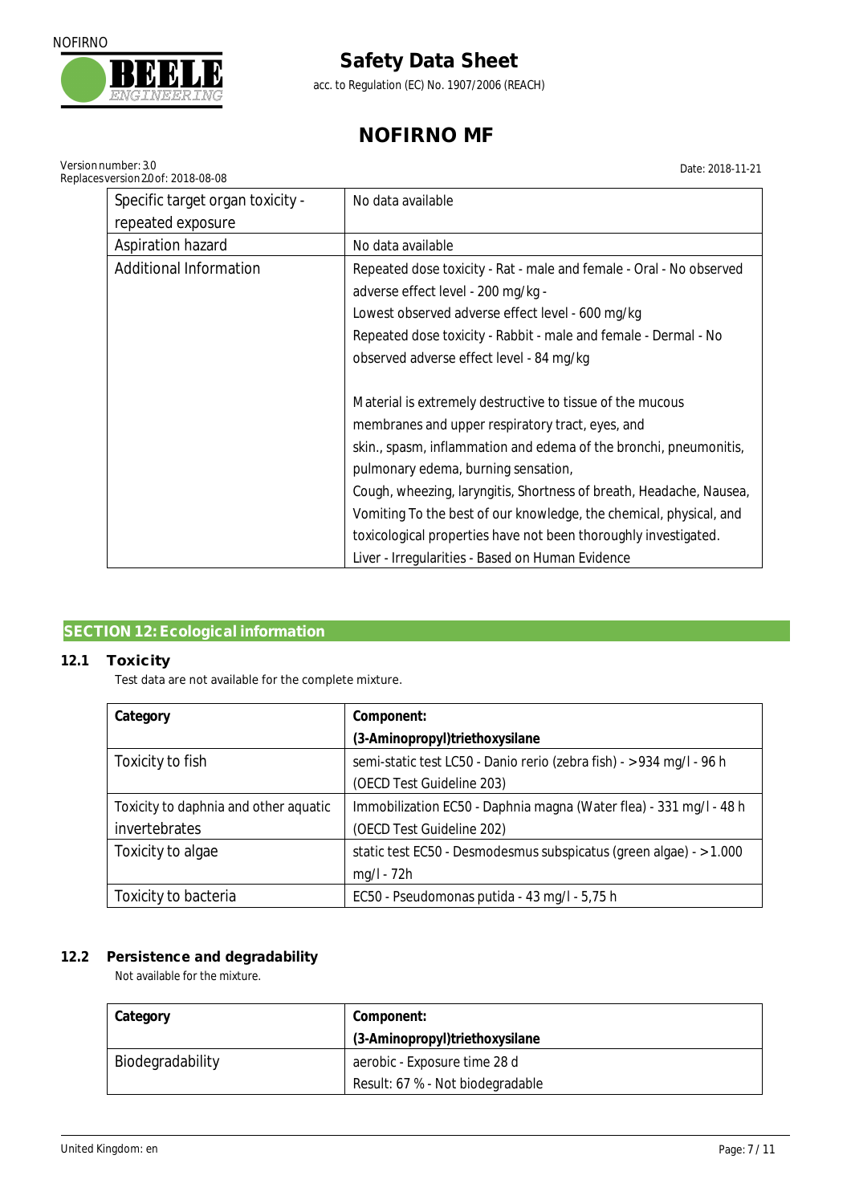| Specific target organ toxicity - repeated exposure | No data available |
|---|---|
| Aspiration hazard | No data available |
| Additional Information | Repeated dose toxicity - Rat - male and female - Oral - No observed adverse effect level - 200 mg/kg -<br>Lowest observed adverse effect level - 600 mg/kg<br>Repeated dose toxicity - Rabbit - male and female - Dermal - No observed adverse effect level - 84 mg/kg<br><br>Material is extremely destructive to tissue of the mucous membranes and upper respiratory tract, eyes, and skin., spasm, inflammation and edema of the bronchi, pneumonitis, pulmonary edema, burning sensation,<br>Cough, wheezing, laryngitis, Shortness of breath, Headache, Nausea, Vomiting To the best of our knowledge, the chemical, physical, and toxicological properties have not been thoroughly investigated.<br>Liver - Irregularities - Based on Human Evidence |

## SECTION 12: Ecological information

### 12.1 Toxicity

Test data are not available for the complete mixture.

| Category | Component: (3-Aminopropyl)triethoxysilane |
|---|---|
| Toxicity to fish | semi-static test LC50 - Danio rerio (zebra fish) - >934 mg/l - 96 h (OECD Test Guideline 203) |
| Toxicity to daphnia and other aquatic invertebrates | Immobilization EC50 - Daphnia magna (Water flea) - 331 mg/l - 48 h (OECD Test Guideline 202) |
| Toxicity to algae | static test EC50 - Desmodesmus subspicatus (green algae) - >1.000 mg/l - 72h |
| Toxicity to bacteria | EC50 - Pseudomonas putida - 43 mg/l - 5,75 h |

### 12.2 Persistence and degradability

Not available for the mixture.

| Category | Component: (3-Aminopropyl)triethoxysilane |
|---|---|
| Biodegradability | aerobic - Exposure time 28 d<br>Result: 67 % - Not biodegradable |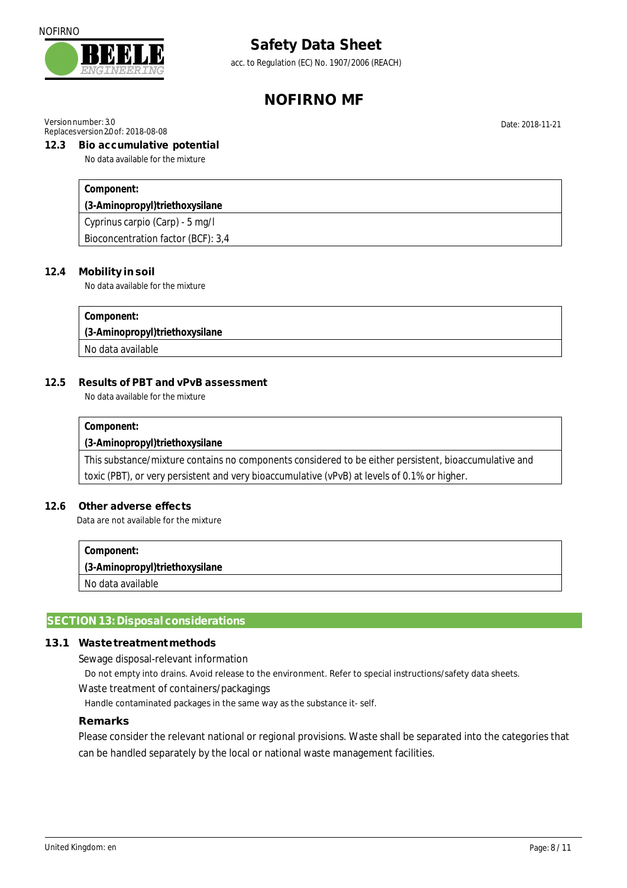### 12.3 Bio accumulative potential

No data available for the mixture

| Component: (3-Aminopropyl)triethoxysilane |
|---|
| Cyprinus carpio (Carp) - 5 mg/l<br>Bioconcentration factor (BCF): 3,4 |

### 12.4 Mobility in soil

No data available for the mixture

| Component: (3-Aminopropyl)triethoxysilane |
|---|
| No data available |

### 12.5 Results of PBT and vPvB assessment

No data available for the mixture

| Component: (3-Aminopropyl)triethoxysilane |
|---|
| This substance/mixture contains no components considered to be either persistent, bioaccumulative and toxic (PBT), or very persistent and very bioaccumulative (vPvB) at levels of 0.1% or higher. |

### 12.6 Other adverse effects

Data are not available for the mixture

| Component: (3-Aminopropyl)triethoxysilane |
|---|
| No data available |

## SECTION 13: Disposal considerations

### 13.1 Waste treatment methods

Sewage disposal-relevant information

Do not empty into drains. Avoid release to the environment. Refer to special instructions/safety data sheets.

Waste treatment of containers/packagings

Handle contaminated packages in the same way as the substance it- self.

#### Remarks

Please consider the relevant national or regional provisions. Waste shall be separated into the categories that can be handled separately by the local or national waste management facilities.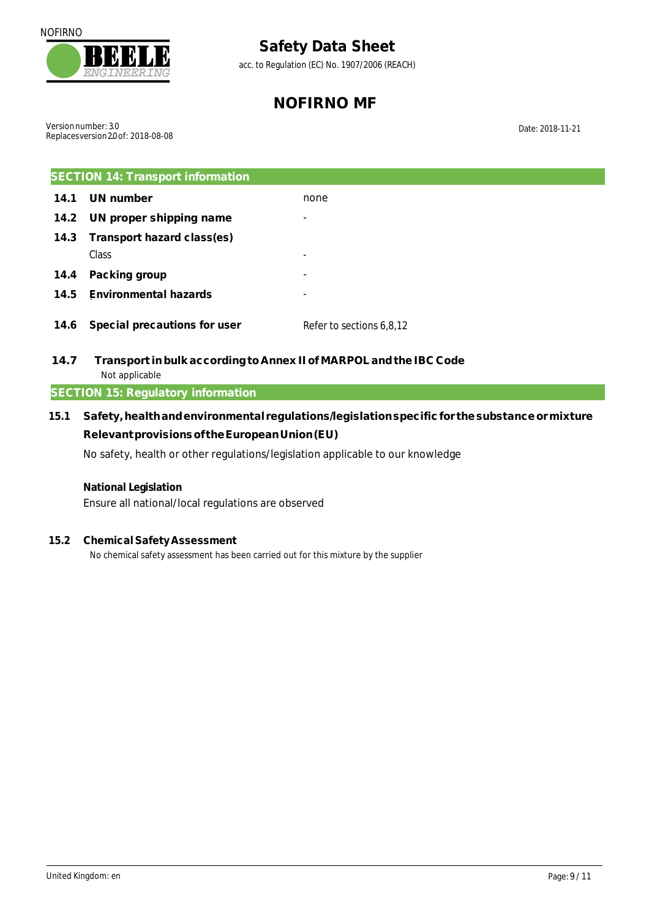## SECTION 14: Transport information

| | | |
|---|---|---|
| **14.1** | **UN number** | none |
| **14.2** | **UN proper shipping name** | - |
| **14.3** | **Transport hazard class(es)** | |
| | Class | - |
| **14.4** | **Packing group** | - |
| **14.5** | **Environmental hazards** | - |
| **14.6** | **Special precautions for user** | Refer to sections 6,8,12 |

**14.7 Transport in bulk according to Annex II of MARPOL and the IBC Code**

Not applicable

## SECTION 15: Regulatory information

**15.1 Safety, health and environmental regulations/legislation specific for the substance or mixture**

**Relevant provisions of the European Union (EU)**

No safety, health or other regulations/legislation applicable to our knowledge

**National Legislation**

Ensure all national/local regulations are observed

**15.2 Chemical Safety Assessment**

No chemical safety assessment has been carried out for this mixture by the supplier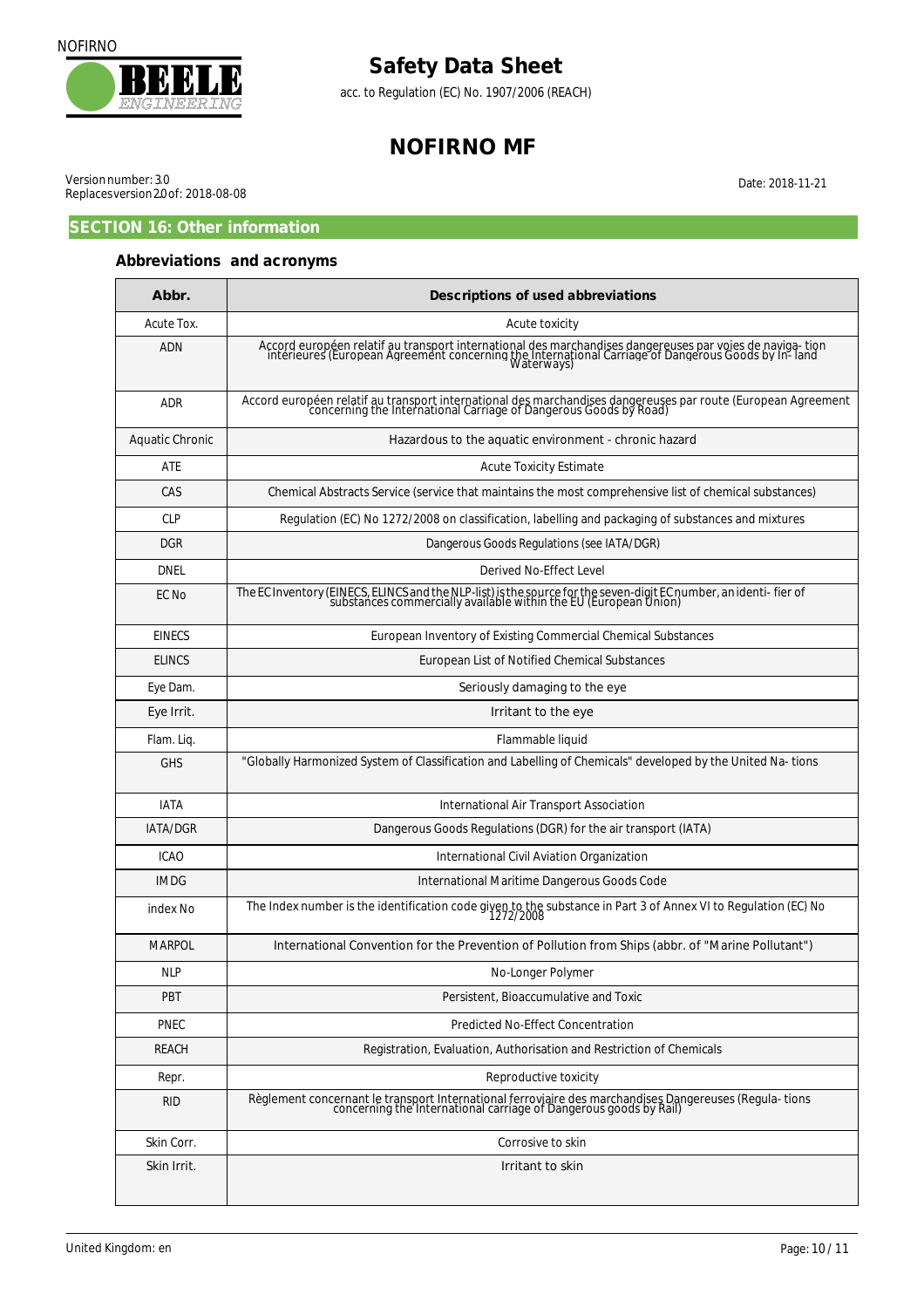## SECTION 16: Other information

### Abbreviations and acronyms

| Abbr. | Descriptions of used abbreviations |
|---|---|
| Acute Tox. | Acute toxicity |
| ADN | Accord européen relatif au transport international des marchandises dangereuses par voies de naviga- tion intérieures (European Agreement concerning the International Carriage of Dangerous Goods by In- land Waterways) |
| ADR | Accord européen relatif au transport international des marchandises dangereuses par route (European Agreement concerning the International Carriage of Dangerous Goods by Road) |
| Aquatic Chronic | Hazardous to the aquatic environment - chronic hazard |
| ATE | Acute Toxicity Estimate |
| CAS | Chemical Abstracts Service (service that maintains the most comprehensive list of chemical substances) |
| CLP | Regulation (EC) No 1272/2008 on classification, labelling and packaging of substances and mixtures |
| DGR | Dangerous Goods Regulations (see IATA/DGR) |
| DNEL | Derived No-Effect Level |
| EC No | The EC Inventory (EINECS, ELINCS and the NLP-list) is the source for the seven-digit EC number, an identi- fier of substances commercially available within the EU (European Union) |
| EINECS | European Inventory of Existing Commercial Chemical Substances |
| ELINCS | European List of Notified Chemical Substances |
| Eye Dam. | Seriously damaging to the eye |
| Eye Irrit. | Irritant to the eye |
| Flam. Liq. | Flammable liquid |
| GHS | "Globally Harmonized System of Classification and Labelling of Chemicals" developed by the United Na- tions |
| IATA | International Air Transport Association |
| IATA/DGR | Dangerous Goods Regulations (DGR) for the air transport (IATA) |
| ICAO | International Civil Aviation Organization |
| IMDG | International Maritime Dangerous Goods Code |
| index No | The Index number is the identification code given to the substance in Part 3 of Annex VI to Regulation (EC) No 1272/2008 |
| MARPOL | International Convention for the Prevention of Pollution from Ships (abbr. of "Marine Pollutant") |
| NLP | No-Longer Polymer |
| PBT | Persistent, Bioaccumulative and Toxic |
| PNEC | Predicted No-Effect Concentration |
| REACH | Registration, Evaluation, Authorisation and Restriction of Chemicals |
| Repr. | Reproductive toxicity |
| RID | Règlement concernant le transport International ferroviaire des marchandises Dangereuses (Regula- tions concerning the International carriage of Dangerous goods by Rail) |
| Skin Corr. | Corrosive to skin |
| Skin Irrit. | Irritant to skin |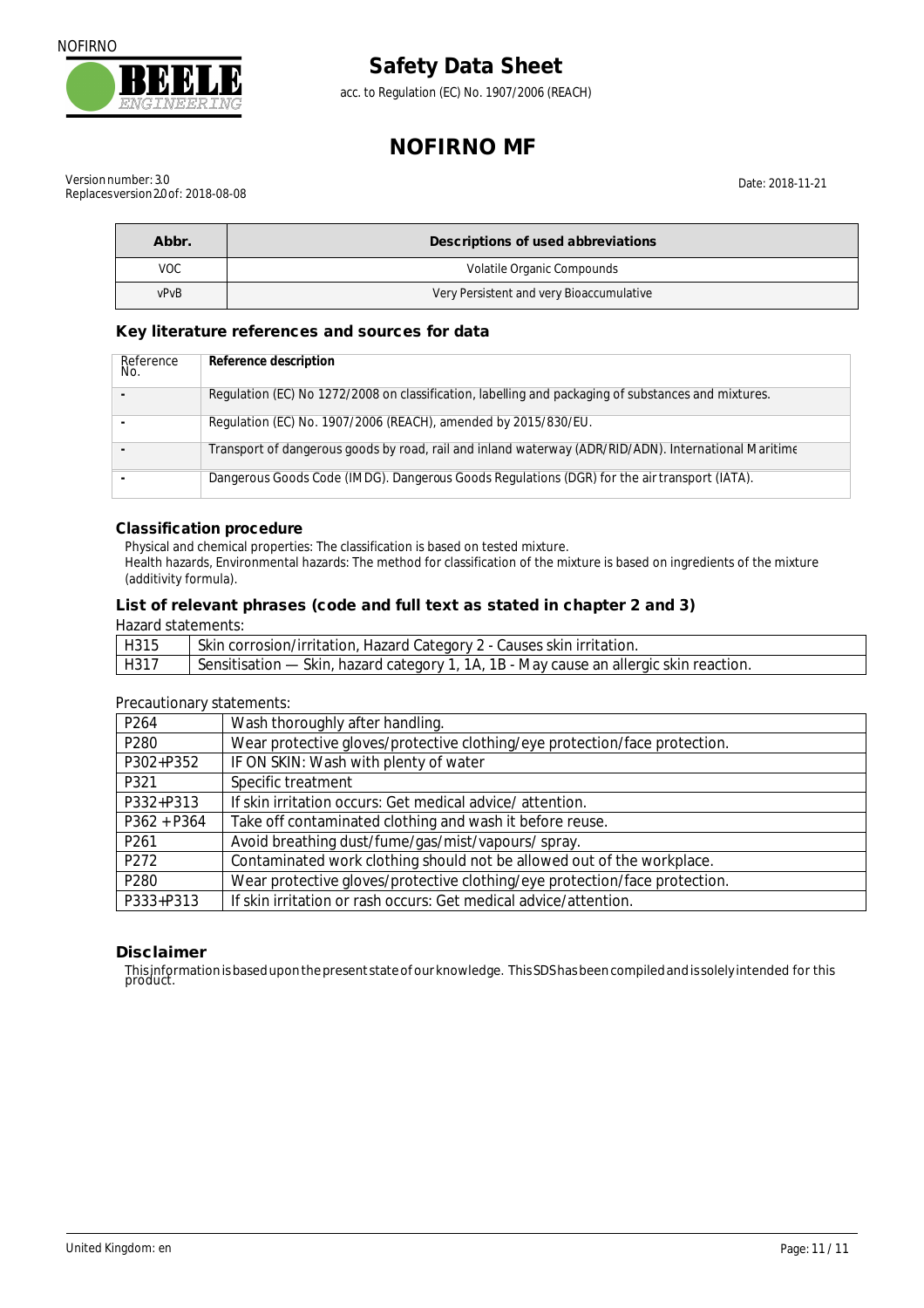| Abbr. | Descriptions of used abbreviations |
| --- | --- |
| VOC | Volatile Organic Compounds |
| vPvB | Very Persistent and very Bioaccumulative |

### Key literature references and sources for data

| Reference No. | Reference description |
| --- | --- |
| - | Regulation (EC) No 1272/2008 on classification, labelling and packaging of substances and mixtures. |
| - | Regulation (EC) No. 1907/2006 (REACH), amended by 2015/830/EU. |
| - | Transport of dangerous goods by road, rail and inland waterway (ADR/RID/ADN). International Maritime |
| - | Dangerous Goods Code (IMDG). Dangerous Goods Regulations (DGR) for the air transport (IATA). |

### Classification procedure

Physical and chemical properties: The classification is based on tested mixture.
Health hazards, Environmental hazards: The method for classification of the mixture is based on ingredients of the mixture (additivity formula).

### List of relevant phrases (code and full text as stated in chapter 2 and 3)

Hazard statements:

| | |
| --- | --- |
| H315 | Skin corrosion/irritation, Hazard Category 2 - Causes skin irritation. |
| H317 | Sensitisation — Skin, hazard category 1, 1A, 1B - May cause an allergic skin reaction. |

Precautionary statements:

| | |
| --- | --- |
| P264 | Wash thoroughly after handling. |
| P280 | Wear protective gloves/protective clothing/eye protection/face protection. |
| P302+P352 | IF ON SKIN: Wash with plenty of water |
| P321 | Specific treatment |
| P332+P313 | If skin irritation occurs: Get medical advice/ attention. |
| P362 + P364 | Take off contaminated clothing and wash it before reuse. |
| P261 | Avoid breathing dust/fume/gas/mist/vapours/ spray. |
| P272 | Contaminated work clothing should not be allowed out of the workplace. |
| P280 | Wear protective gloves/protective clothing/eye protection/face protection. |
| P333+P313 | If skin irritation or rash occurs: Get medical advice/attention. |

### Disclaimer

This information is based upon the present state of our knowledge. This SDS has been compiled and is solely intended for this product.